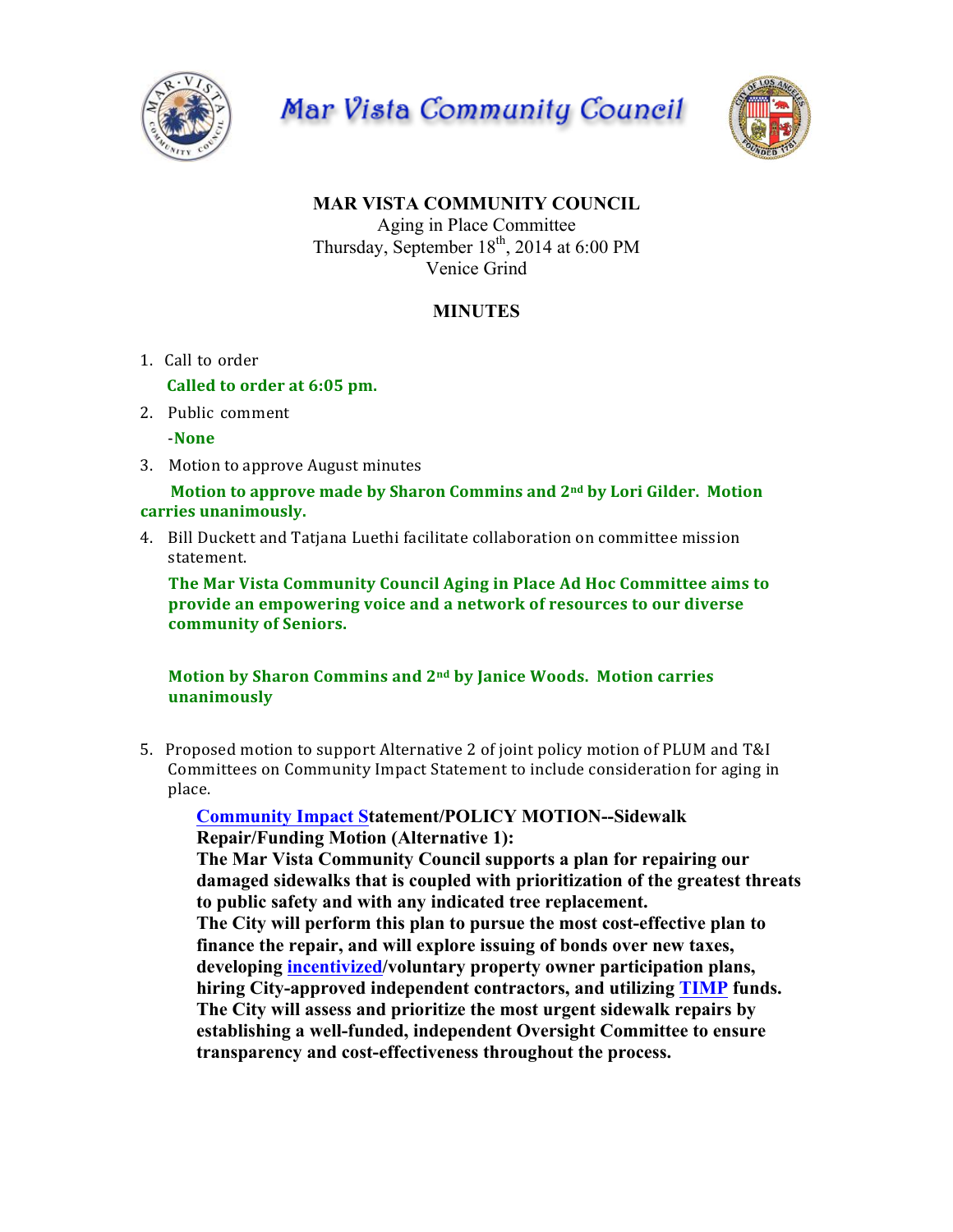# Mar Vista Community Council

**MAR VISTA COMMUNITY COUNCIL**
Aging in Place Committee
Thursday, September 18th, 2014 at 6:00 PM
Venice Grind

## MINUTES

1. Call to order

   **Called to order at 6:05 pm.**

2. Public comment

   **-None**

3. Motion to approve August minutes

   **Motion to approve made by Sharon Commins and 2nd by Lori Gilder. Motion carries unanimously.**

4. Bill Duckett and Tatjana Luethi facilitate collaboration on committee mission statement.

   **The Mar Vista Community Council Aging in Place Ad Hoc Committee aims to provide an empowering voice and a network of resources to our diverse community of Seniors.**

   **Motion by Sharon Commins and 2nd by Janice Woods. Motion carries unanimously**

5. Proposed motion to support Alternative 2 of joint policy motion of PLUM and T&I Committees on Community Impact Statement to include consideration for aging in place.

   **Community Impact Statement/POLICY MOTION--Sidewalk Repair/Funding Motion (Alternative 1):**
   **The Mar Vista Community Council supports a plan for repairing our damaged sidewalks that is coupled with prioritization of the greatest threats to public safety and with any indicated tree replacement.**
   **The City will perform this plan to pursue the most cost-effective plan to finance the repair, and will explore issuing of bonds over new taxes, developing incentivized/voluntary property owner participation plans, hiring City-approved independent contractors, and utilizing TIMP funds.**
   **The City will assess and prioritize the most urgent sidewalk repairs by establishing a well-funded, independent Oversight Committee to ensure transparency and cost-effectiveness throughout the process.**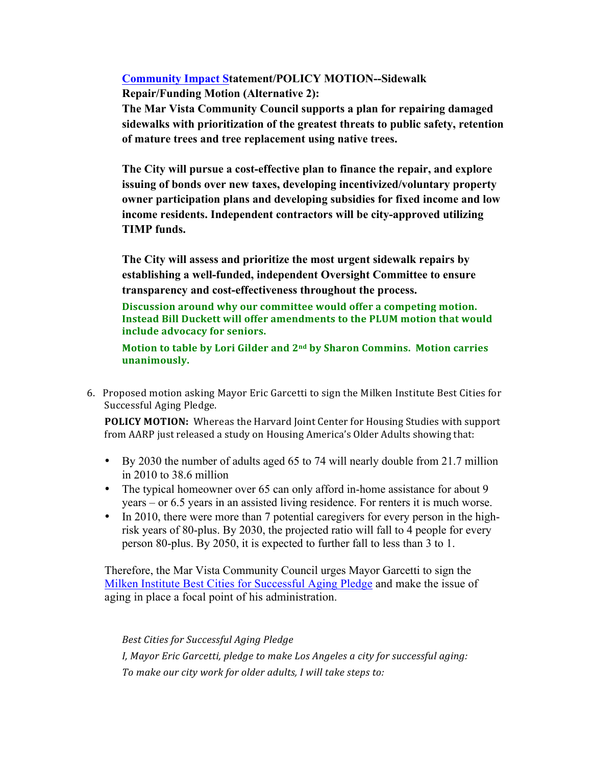**[Community Impact S]()tatement/POLICY MOTION--Sidewalk Repair/Funding Motion (Alternative 2):**

**The Mar Vista Community Council supports a plan for repairing damaged sidewalks with prioritization of the greatest threats to public safety, retention of mature trees and tree replacement using native trees.**

**The City will pursue a cost-effective plan to finance the repair, and explore issuing of bonds over new taxes, developing incentivized/voluntary property owner participation plans and developing subsidies for fixed income and low income residents. Independent contractors will be city-approved utilizing TIMP funds.**

**The City will assess and prioritize the most urgent sidewalk repairs by establishing a well-funded, independent Oversight Committee to ensure transparency and cost-effectiveness throughout the process.**

**Discussion around why our committee would offer a competing motion. Instead Bill Duckett will offer amendments to the PLUM motion that would include advocacy for seniors.**

**Motion to table by Lori Gilder and 2nd by Sharon Commins. Motion carries unanimously.**

6. Proposed motion asking Mayor Eric Garcetti to sign the Milken Institute Best Cities for Successful Aging Pledge.

   **POLICY MOTION:** Whereas the Harvard Joint Center for Housing Studies with support from AARP just released a study on Housing America's Older Adults showing that:

   - By 2030 the number of adults aged 65 to 74 will nearly double from 21.7 million in 2010 to 38.6 million
   - The typical homeowner over 65 can only afford in-home assistance for about 9 years – or 6.5 years in an assisted living residence. For renters it is much worse.
   - In 2010, there were more than 7 potential caregivers for every person in the high-risk years of 80-plus. By 2030, the projected ratio will fall to 4 people for every person 80-plus. By 2050, it is expected to further fall to less than 3 to 1.

   Therefore, the Mar Vista Community Council urges Mayor Garcetti to sign the [Milken Institute Best Cities for Successful Aging Pledge]() and make the issue of aging in place a focal point of his administration.

   *Best Cities for Successful Aging Pledge*

   *I, Mayor Eric Garcetti, pledge to make Los Angeles a city for successful aging:*

   *To make our city work for older adults, I will take steps to:*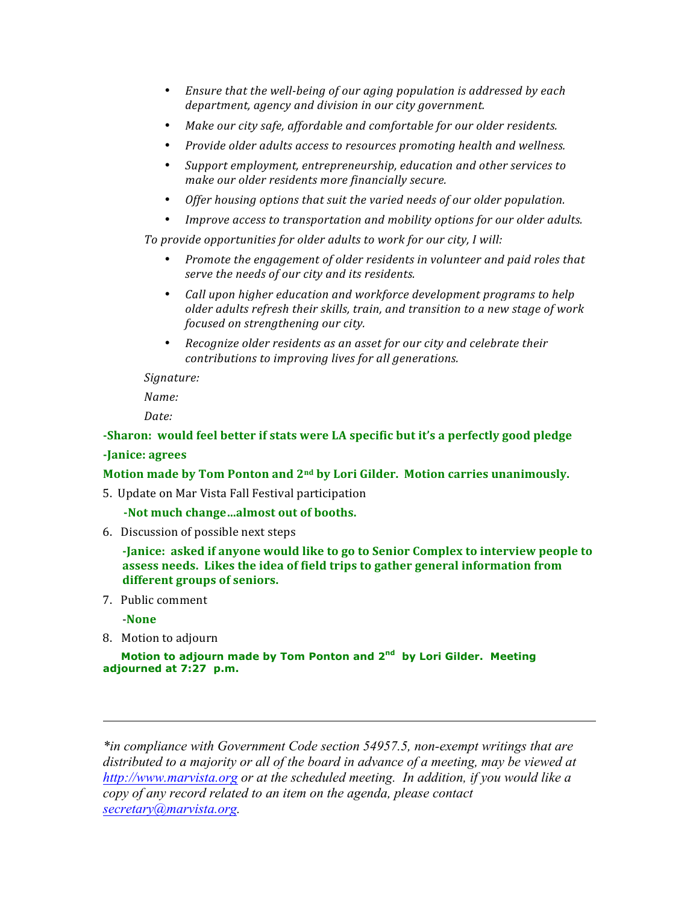- *Ensure that the well-being of our aging population is addressed by each department, agency and division in our city government.*
- *Make our city safe, affordable and comfortable for our older residents.*
- *Provide older adults access to resources promoting health and wellness.*
- *Support employment, entrepreneurship, education and other services to make our older residents more financially secure.*
- *Offer housing options that suit the varied needs of our older population.*
- *Improve access to transportation and mobility options for our older adults.*

*To provide opportunities for older adults to work for our city, I will:*

- *Promote the engagement of older residents in volunteer and paid roles that serve the needs of our city and its residents.*
- *Call upon higher education and workforce development programs to help older adults refresh their skills, train, and transition to a new stage of work focused on strengthening our city.*
- *Recognize older residents as an asset for our city and celebrate their contributions to improving lives for all generations.*

*Signature:*

*Name:*

*Date:*

**-Sharon: would feel better if stats were LA specific but it's a perfectly good pledge**

**-Janice: agrees**

**Motion made by Tom Ponton and 2nd by Lori Gilder. Motion carries unanimously.**

5. Update on Mar Vista Fall Festival participation

   **-Not much change…almost out of booths.**

6. Discussion of possible next steps

   **-Janice: asked if anyone would like to go to Senior Complex to interview people to assess needs. Likes the idea of field trips to gather general information from different groups of seniors.**

7. Public comment

   -**None**

8. Motion to adjourn

   **Motion to adjourn made by Tom Ponton and 2nd by Lori Gilder. Meeting adjourned at 7:27 p.m.**

---

*\*in compliance with Government Code section 54957.5, non-exempt writings that are distributed to a majority or all of the board in advance of a meeting, may be viewed at http://www.marvista.org or at the scheduled meeting. In addition, if you would like a copy of any record related to an item on the agenda, please contact secretary@marvista.org.*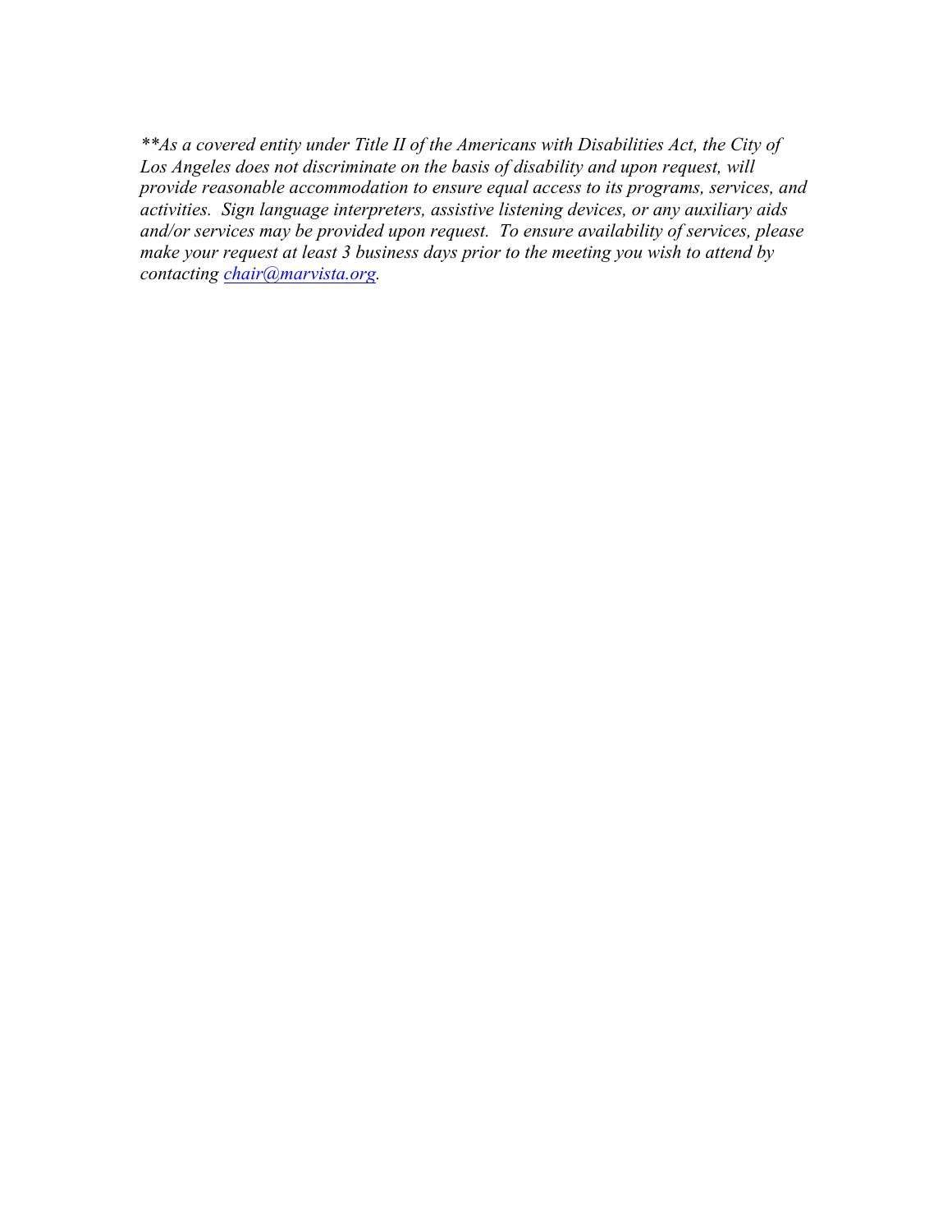*\*\*As a covered entity under Title II of the Americans with Disabilities Act, the City of Los Angeles does not discriminate on the basis of disability and upon request, will provide reasonable accommodation to ensure equal access to its programs, services, and activities. Sign language interpreters, assistive listening devices, or any auxiliary aids and/or services may be provided upon request. To ensure availability of services, please make your request at least 3 business days prior to the meeting you wish to attend by contacting [chair@marvista.org](mailto:chair@marvista.org).*